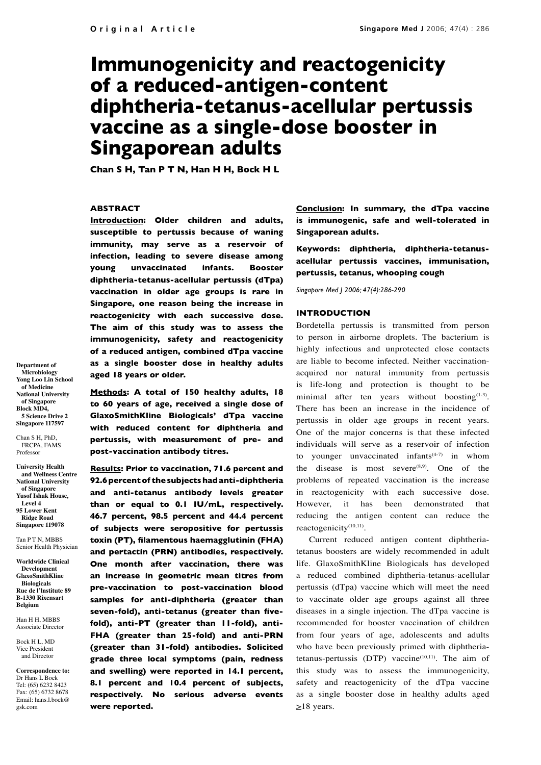# Immunogenicity and reactogenicity of a reduced-antigen-content diphtheria-tetanus-acellular pertussis vaccine as a single-dose booster in Singaporean adults

**Chan S H, Tan P T N, Han H H, Bock H L**

Department of Microbiology
Yong Loo Lin School of Medicine
National University of Singapore
Block MD4,
5 Science Drive 2
Singapore 117597

Chan S H, PhD, FRCPA, FAMS
Professor

University Health and Wellness Centre
National University of Singapore
Yusof Ishak House, Level 4
95 Lower Kent Ridge Road
Singapore 119078

Tan P T N, MBBS
Senior Health Physician

Worldwide Clinical Development
GlaxoSmithKline Biologicals
Rue de l'Institute 89
B-1330 Rixensart
Belgium

Han H H, MBBS
Associate Director

Bock H L, MD
Vice President and Director

Correspondence to:
Dr Hans L Bock
Tel: (65) 6232 8423
Fax: (65) 6732 8678
Email: hans.l.bock@gsk.com

## ABSTRACT

**Introduction: Older children and adults, susceptible to pertussis because of waning immunity, may serve as a reservoir of infection, leading to severe disease among young unvaccinated infants. Booster diphtheria-tetanus-acellular pertussis (dTpa) vaccination in older age groups is rare in Singapore, one reason being the increase in reactogenicity with each successive dose. The aim of this study was to assess the immunogenicity, safety and reactogenicity of a reduced antigen, combined dTpa vaccine as a single booster dose in healthy adults aged 18 years or older.**

**Methods: A total of 150 healthy adults, 18 to 60 years of age, received a single dose of GlaxoSmithKline Biologicals' dTpa vaccine with reduced content for diphtheria and pertussis, with measurement of pre- and post-vaccination antibody titres.**

**Results: Prior to vaccination, 71.6 percent and 92.6 percent of the subjects had anti-diphtheria and anti-tetanus antibody levels greater than or equal to 0.1 IU/mL, respectively. 46.7 percent, 98.5 percent and 44.4 percent of subjects were seropositive for pertussis toxin (PT), filamentous haemagglutinin (FHA) and pertactin (PRN) antibodies, respectively. One month after vaccination, there was an increase in geometric mean titres from pre-vaccination to post-vaccination blood samples for anti-diphtheria (greater than seven-fold), anti-tetanus (greater than five-fold), anti-PT (greater than 11-fold), anti-FHA (greater than 25-fold) and anti-PRN (greater than 31-fold) antibodies. Solicited grade three local symptoms (pain, redness and swelling) were reported in 14.1 percent, 8.1 percent and 10.4 percent of subjects, respectively. No serious adverse events were reported.**

**Conclusion: In summary, the dTpa vaccine is immunogenic, safe and well-tolerated in Singaporean adults.**

**Keywords: diphtheria, diphtheria-tetanus-acellular pertussis vaccines, immunisation, pertussis, tetanus, whooping cough**

*Singapore Med J 2006; 47(4):286-290*

## INTRODUCTION

Bordetella pertussis is transmitted from person to person in airborne droplets. The bacterium is highly infectious and unprotected close contacts are liable to become infected. Neither vaccination-acquired nor natural immunity from pertussis is life-long and protection is thought to be minimal after ten years without boosting[1-3]. There has been an increase in the incidence of pertussis in older age groups in recent years. One of the major concerns is that these infected individuals will serve as a reservoir of infection to younger unvaccinated infants[4-7] in whom the disease is most severe[8,9]. One of the problems of repeated vaccination is the increase in reactogenicity with each successive dose. However, it has been demonstrated that reducing the antigen content can reduce the reactogenicity[10,11].

Current reduced antigen content diphtheria-tetanus boosters are widely recommended in adult life. GlaxoSmithKline Biologicals has developed a reduced combined diphtheria-tetanus-acellular pertussis (dTpa) vaccine which will meet the need to vaccinate older age groups against all three diseases in a single injection. The dTpa vaccine is recommended for booster vaccination of children from four years of age, adolescents and adults who have been previously primed with diphtheria-tetanus-pertussis (DTP) vaccine[10,11]. The aim of this study was to assess the immunogenicity, safety and reactogenicity of the dTpa vaccine as a single booster dose in healthy adults aged ≥18 years.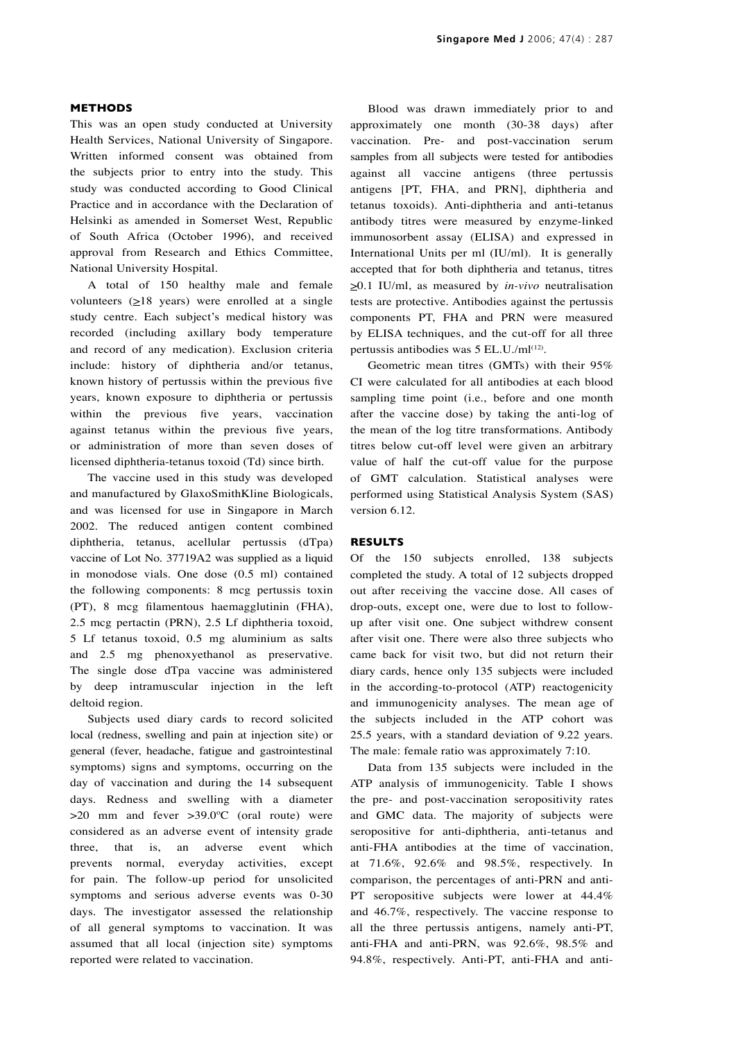## METHODS

This was an open study conducted at University Health Services, National University of Singapore. Written informed consent was obtained from the subjects prior to entry into the study. This study was conducted according to Good Clinical Practice and in accordance with the Declaration of Helsinki as amended in Somerset West, Republic of South Africa (October 1996), and received approval from Research and Ethics Committee, National University Hospital.

A total of 150 healthy male and female volunteers ($\geq$18 years) were enrolled at a single study centre. Each subject's medical history was recorded (including axillary body temperature and record of any medication). Exclusion criteria include: history of diphtheria and/or tetanus, known history of pertussis within the previous five years, known exposure to diphtheria or pertussis within the previous five years, vaccination against tetanus within the previous five years, or administration of more than seven doses of licensed diphtheria-tetanus toxoid (Td) since birth.

The vaccine used in this study was developed and manufactured by GlaxoSmithKline Biologicals, and was licensed for use in Singapore in March 2002. The reduced antigen content combined diphtheria, tetanus, acellular pertussis (dTpa) vaccine of Lot No. 37719A2 was supplied as a liquid in monodose vials. One dose (0.5 ml) contained the following components: 8 mcg pertussis toxin (PT), 8 mcg filamentous haemagglutinin (FHA), 2.5 mcg pertactin (PRN), 2.5 Lf diphtheria toxoid, 5 Lf tetanus toxoid, 0.5 mg aluminium as salts and 2.5 mg phenoxyethanol as preservative. The single dose dTpa vaccine was administered by deep intramuscular injection in the left deltoid region.

Subjects used diary cards to record solicited local (redness, swelling and pain at injection site) or general (fever, headache, fatigue and gastrointestinal symptoms) signs and symptoms, occurring on the day of vaccination and during the 14 subsequent days. Redness and swelling with a diameter >20 mm and fever >39.0ºC (oral route) were considered as an adverse event of intensity grade three, that is, an adverse event which prevents normal, everyday activities, except for pain. The follow-up period for unsolicited symptoms and serious adverse events was 0-30 days. The investigator assessed the relationship of all general symptoms to vaccination. It was assumed that all local (injection site) symptoms reported were related to vaccination.

Blood was drawn immediately prior to and approximately one month (30-38 days) after vaccination. Pre- and post-vaccination serum samples from all subjects were tested for antibodies against all vaccine antigens (three pertussis antigens [PT, FHA, and PRN], diphtheria and tetanus toxoids). Anti-diphtheria and anti-tetanus antibody titres were measured by enzyme-linked immunosorbent assay (ELISA) and expressed in International Units per ml (IU/ml). It is generally accepted that for both diphtheria and tetanus, titres $\geq$0.1 IU/ml, as measured by *in-vivo* neutralisation tests are protective. Antibodies against the pertussis components PT, FHA and PRN were measured by ELISA techniques, and the cut-off for all three pertussis antibodies was 5 EL.U./ml[12].

Geometric mean titres (GMTs) with their 95% CI were calculated for all antibodies at each blood sampling time point (i.e., before and one month after the vaccine dose) by taking the anti-log of the mean of the log titre transformations. Antibody titres below cut-off level were given an arbitrary value of half the cut-off value for the purpose of GMT calculation. Statistical analyses were performed using Statistical Analysis System (SAS) version 6.12.

## RESULTS

Of the 150 subjects enrolled, 138 subjects completed the study. A total of 12 subjects dropped out after receiving the vaccine dose. All cases of drop-outs, except one, were due to lost to follow-up after visit one. One subject withdrew consent after visit one. There were also three subjects who came back for visit two, but did not return their diary cards, hence only 135 subjects were included in the according-to-protocol (ATP) reactogenicity and immunogenicity analyses. The mean age of the subjects included in the ATP cohort was 25.5 years, with a standard deviation of 9.22 years. The male: female ratio was approximately 7:10.

Data from 135 subjects were included in the ATP analysis of immunogenicity. Table I shows the pre- and post-vaccination seropositivity rates and GMC data. The majority of subjects were seropositive for anti-diphtheria, anti-tetanus and anti-FHA antibodies at the time of vaccination, at 71.6%, 92.6% and 98.5%, respectively. In comparison, the percentages of anti-PRN and anti-PT seropositive subjects were lower at 44.4% and 46.7%, respectively. The vaccine response to all the three pertussis antigens, namely anti-PT, anti-FHA and anti-PRN, was 92.6%, 98.5% and 94.8%, respectively. Anti-PT, anti-FHA and anti-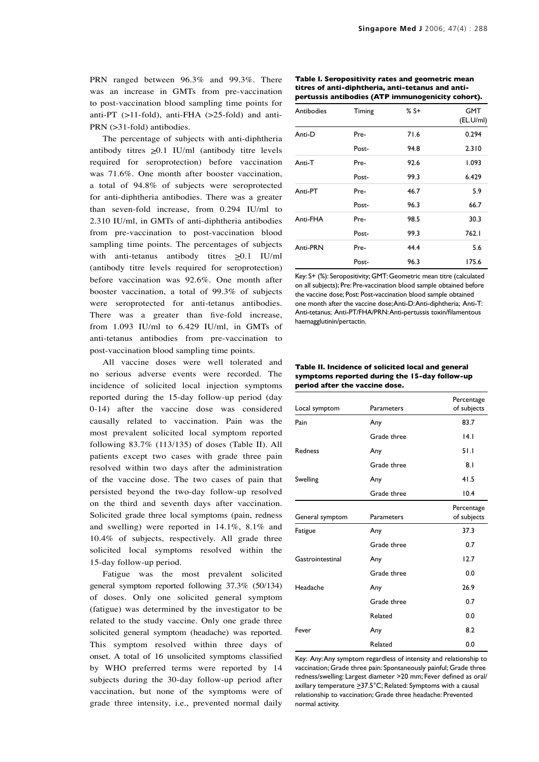PRN ranged between 96.3% and 99.3%. There was an increase in GMTs from pre-vaccination to post-vaccination blood sampling time points for anti-PT (>11-fold), anti-FHA (>25-fold) and anti-PRN (>31-fold) antibodies.

The percentage of subjects with anti-diphtheria antibody titres ≥0.1 IU/ml (antibody titre levels required for seroprotection) before vaccination was 71.6%. One month after booster vaccination, a total of 94.8% of subjects were seroprotected for anti-diphtheria antibodies. There was a greater than seven-fold increase, from 0.294 IU/ml to 2.310 IU/ml, in GMTs of anti-diphtheria antibodies from pre-vaccination to post-vaccination blood sampling time points. The percentages of subjects with anti-tetanus antibody titres ≥0.1 IU/ml (antibody titre levels required for seroprotection) before vaccination was 92.6%. One month after booster vaccination, a total of 99.3% of subjects were seroprotected for anti-tetanus antibodies. There was a greater than five-fold increase, from 1.093 IU/ml to 6.429 IU/ml, in GMTs of anti-tetanus antibodies from pre-vaccination to post-vaccination blood sampling time points.

All vaccine doses were well tolerated and no serious adverse events were recorded. The incidence of solicited local injection symptoms reported during the 15-day follow-up period (day 0-14) after the vaccine dose was considered causally related to vaccination. Pain was the most prevalent solicited local symptom reported following 83.7% (113/135) of doses (Table II). All patients except two cases with grade three pain resolved within two days after the administration of the vaccine dose. The two cases of pain that persisted beyond the two-day follow-up resolved on the third and seventh days after vaccination. Solicited grade three local symptoms (pain, redness and swelling) were reported in 14.1%, 8.1% and 10.4% of subjects, respectively. All grade three solicited local symptoms resolved within the 15-day follow-up period.

Fatigue was the most prevalent solicited general symptom reported following 37.3% (50/134) of doses. Only one solicited general symptom (fatigue) was determined by the investigator to be related to the study vaccine. Only one grade three solicited general symptom (headache) was reported. This symptom resolved within three days of onset. A total of 16 unsolicited symptoms classified by WHO preferred terms were reported by 14 subjects during the 30-day follow-up period after vaccination, but none of the symptoms were of grade three intensity, i.e., prevented normal daily

**Table I. Seropositivity rates and geometric mean titres of anti-diphtheria, anti-tetanus and anti-pertussis antibodies (ATP immunogenicity cohort).**

| Antibodies | Timing | % S+ | GMT (EL.U/ml) |
|---|---|---|---|
| Anti-D | Pre- | 71.6 | 0.294 |
| | Post- | 94.8 | 2.310 |
| Anti-T | Pre- | 92.6 | 1.093 |
| | Post- | 99.3 | 6.429 |
| Anti-PT | Pre- | 46.7 | 5.9 |
| | Post- | 96.3 | 66.7 |
| Anti-FHA | Pre- | 98.5 | 30.3 |
| | Post- | 99.3 | 762.1 |
| Anti-PRN | Pre- | 44.4 | 5.6 |
| | Post- | 96.3 | 175.6 |

Key: S+ (%): Seropositivity; GMT: Geometric mean titre (calculated on all subjects); Pre: Pre-vaccination blood sample obtained before the vaccine dose; Post: Post-vaccination blood sample obtained one month after the vaccine dose; Anti-D: Anti-diphtheria; Anti-T: Anti-tetanus; Anti-PT/FHA/PRN: Anti-pertussis toxin/filamentous haemagglutinin/pertactin.

**Table II. Incidence of solicited local and general symptoms reported during the 15-day follow-up period after the vaccine dose.**

| Local symptom | Parameters | Percentage of subjects |
|---|---|---|
| Pain | Any | 83.7 |
| | Grade three | 14.1 |
| Redness | Any | 51.1 |
| | Grade three | 8.1 |
| Swelling | Any | 41.5 |
| | Grade three | 10.4 |
| **General symptom** | **Parameters** | **Percentage of subjects** |
| Fatigue | Any | 37.3 |
| | Grade three | 0.7 |
| Gastrointestinal | Any | 12.7 |
| | Grade three | 0.0 |
| Headache | Any | 26.9 |
| | Grade three | 0.7 |
| | Related | 0.0 |
| Fever | Any | 8.2 |
| | Related | 0.0 |

Key: Any: Any symptom regardless of intensity and relationship to vaccination; Grade three pain: Spontaneously painful; Grade three redness/swelling: Largest diameter >20 mm; Fever defined as oral/axillary temperature ≥37.5°C; Related: Symptoms with a causal relationship to vaccination; Grade three headache: Prevented normal activity.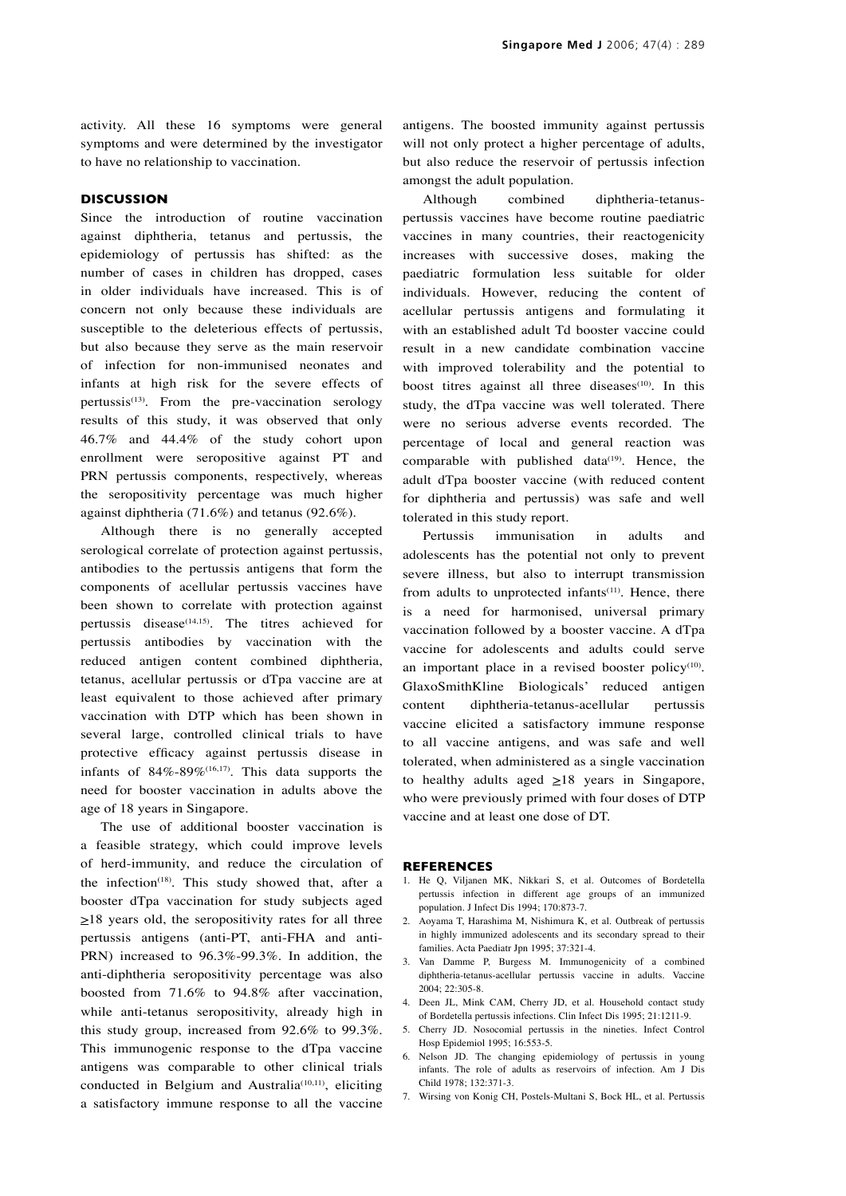activity. All these 16 symptoms were general symptoms and were determined by the investigator to have no relationship to vaccination.

## DISCUSSION

Since the introduction of routine vaccination against diphtheria, tetanus and pertussis, the epidemiology of pertussis has shifted: as the number of cases in children has dropped, cases in older individuals have increased. This is of concern not only because these individuals are susceptible to the deleterious effects of pertussis, but also because they serve as the main reservoir of infection for non-immunised neonates and infants at high risk for the severe effects of pertussis[13]. From the pre-vaccination serology results of this study, it was observed that only 46.7% and 44.4% of the study cohort upon enrollment were seropositive against PT and PRN pertussis components, respectively, whereas the seropositivity percentage was much higher against diphtheria (71.6%) and tetanus (92.6%).

Although there is no generally accepted serological correlate of protection against pertussis, antibodies to the pertussis antigens that form the components of acellular pertussis vaccines have been shown to correlate with protection against pertussis disease[14,15]. The titres achieved for pertussis antibodies by vaccination with the reduced antigen content combined diphtheria, tetanus, acellular pertussis or dTpa vaccine are at least equivalent to those achieved after primary vaccination with DTP which has been shown in several large, controlled clinical trials to have protective efficacy against pertussis disease in infants of 84%-89%[16,17]. This data supports the need for booster vaccination in adults above the age of 18 years in Singapore.

The use of additional booster vaccination is a feasible strategy, which could improve levels of herd-immunity, and reduce the circulation of the infection[18]. This study showed that, after a booster dTpa vaccination for study subjects aged ≥18 years old, the seropositivity rates for all three pertussis antigens (anti-PT, anti-FHA and anti-PRN) increased to 96.3%-99.3%. In addition, the anti-diphtheria seropositivity percentage was also boosted from 71.6% to 94.8% after vaccination, while anti-tetanus seropositivity, already high in this study group, increased from 92.6% to 99.3%. This immunogenic response to the dTpa vaccine antigens was comparable to other clinical trials conducted in Belgium and Australia[10,11], eliciting a satisfactory immune response to all the vaccine antigens. The boosted immunity against pertussis will not only protect a higher percentage of adults, but also reduce the reservoir of pertussis infection amongst the adult population.

Although combined diphtheria-tetanus-pertussis vaccines have become routine paediatric vaccines in many countries, their reactogenicity increases with successive doses, making the paediatric formulation less suitable for older individuals. However, reducing the content of acellular pertussis antigens and formulating it with an established adult Td booster vaccine could result in a new candidate combination vaccine with improved tolerability and the potential to boost titres against all three diseases[10]. In this study, the dTpa vaccine was well tolerated. There were no serious adverse events recorded. The percentage of local and general reaction was comparable with published data[19]. Hence, the adult dTpa booster vaccine (with reduced content for diphtheria and pertussis) was safe and well tolerated in this study report.

Pertussis immunisation in adults and adolescents has the potential not only to prevent severe illness, but also to interrupt transmission from adults to unprotected infants[11]. Hence, there is a need for harmonised, universal primary vaccination followed by a booster vaccine. A dTpa vaccine for adolescents and adults could serve an important place in a revised booster policy[10]. GlaxoSmithKline Biologicals' reduced antigen content diphtheria-tetanus-acellular pertussis vaccine elicited a satisfactory immune response to all vaccine antigens, and was safe and well tolerated, when administered as a single vaccination to healthy adults aged ≥18 years in Singapore, who were previously primed with four doses of DTP vaccine and at least one dose of DT.

## REFERENCES

1. He Q, Viljanen MK, Nikkari S, et al. Outcomes of Bordetella pertussis infection in different age groups of an immunized population. J Infect Dis 1994; 170:873-7.
2. Aoyama T, Harashima M, Nishimura K, et al. Outbreak of pertussis in highly immunized adolescents and its secondary spread to their families. Acta Paediatr Jpn 1995; 37:321-4.
3. Van Damme P, Burgess M. Immunogenicity of a combined diphtheria-tetanus-acellular pertussis vaccine in adults. Vaccine 2004; 22:305-8.
4. Deen JL, Mink CAM, Cherry JD, et al. Household contact study of Bordetella pertussis infections. Clin Infect Dis 1995; 21:1211-9.
5. Cherry JD. Nosocomial pertussis in the nineties. Infect Control Hosp Epidemiol 1995; 16:553-5.
6. Nelson JD. The changing epidemiology of pertussis in young infants. The role of adults as reservoirs of infection. Am J Dis Child 1978; 132:371-3.
7. Wirsing von Konig CH, Postels-Multani S, Bock HL, et al. Pertussis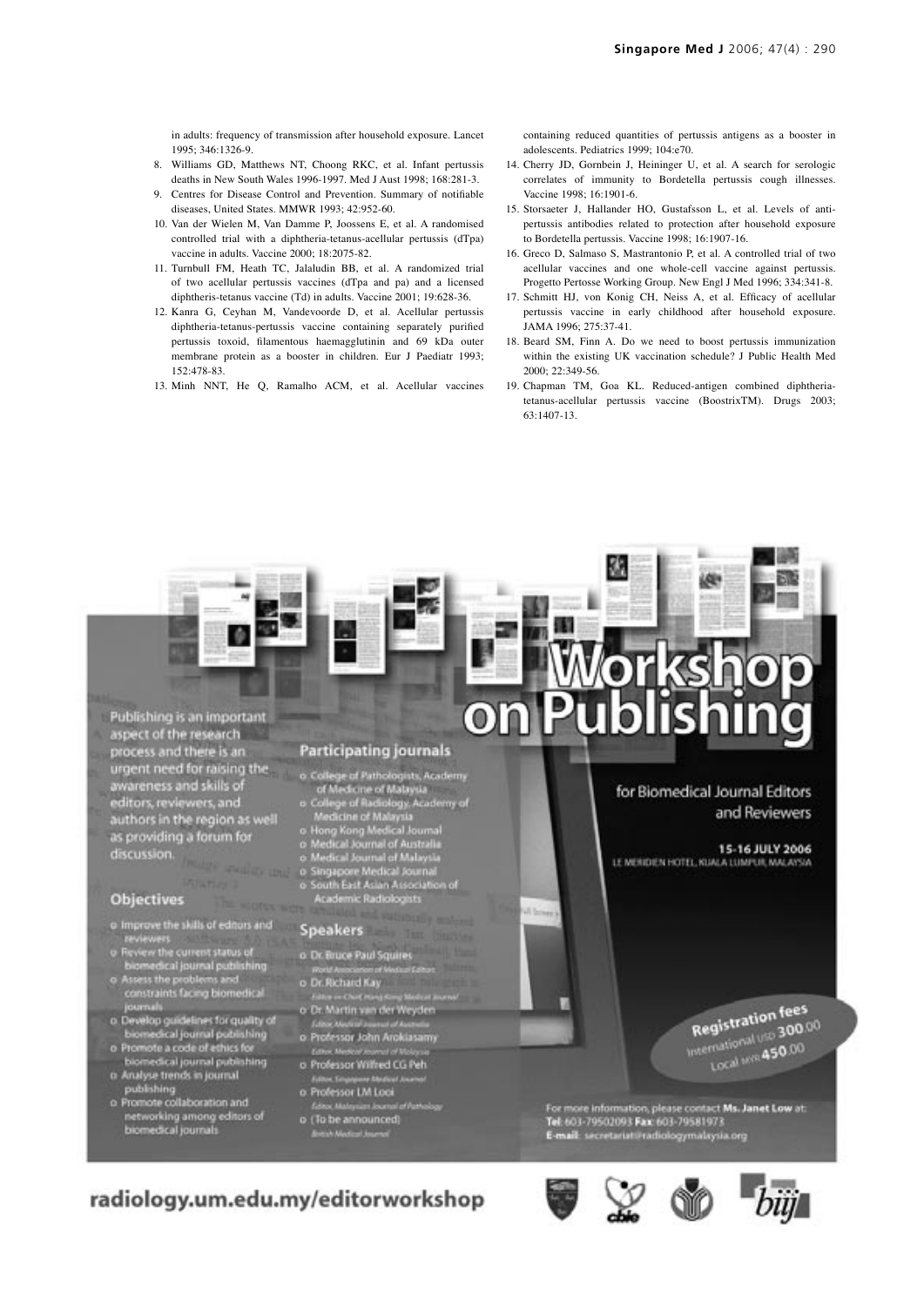in adults: frequency of transmission after household exposure. Lancet 1995; 346:1326-9.

8. Williams GD, Matthews NT, Choong RKC, et al. Infant pertussis deaths in New South Wales 1996-1997. Med J Aust 1998; 168:281-3.
9. Centres for Disease Control and Prevention. Summary of notifiable diseases, United States. MMWR 1993; 42:952-60.
10. Van der Wielen M, Van Damme P, Joossens E, et al. A randomised controlled trial with a diphtheria-tetanus-acellular pertussis (dTpa) vaccine in adults. Vaccine 2000; 18:2075-82.
11. Turnbull FM, Heath TC, Jalaludin BB, et al. A randomized trial of two acellular pertussis vaccines (dTpa and pa) and a licensed diphtheris-tetanus vaccine (Td) in adults. Vaccine 2001; 19:628-36.
12. Kanra G, Ceyhan M, Vandevoorde D, et al. Acellular pertussis diphtheria-tetanus-pertussis vaccine containing separately purified pertussis toxoid, filamentous haemagglutinin and 69 kDa outer membrane protein as a booster in children. Eur J Paediatr 1993; 152:478-83.
13. Minh NNT, He Q, Ramalho ACM, et al. Acellular vaccines containing reduced quantities of pertussis antigens as a booster in adolescents. Pediatrics 1999; 104:e70.
14. Cherry JD, Gornbein J, Heininger U, et al. A search for serologic correlates of immunity to Bordetella pertussis cough illnesses. Vaccine 1998; 16:1901-6.
15. Storsaeter J, Hallander HO, Gustafsson L, et al. Levels of anti-pertussis antibodies related to protection after household exposure to Bordetella pertussis. Vaccine 1998; 16:1907-16.
16. Greco D, Salmaso S, Mastrantonio P, et al. A controlled trial of two acellular vaccines and one whole-cell vaccine against pertussis. Progetto Pertosse Working Group. New Engl J Med 1996; 334:341-8.
17. Schmitt HJ, von Konig CH, Neiss A, et al. Efficacy of acellular pertussis vaccine in early childhood after household exposure. JAMA 1996; 275:37-41.
18. Beard SM, Finn A. Do we need to boost pertussis immunization within the existing UK vaccination schedule? J Public Health Med 2000; 22:349-56.
19. Chapman TM, Goa KL. Reduced-antigen combined diphtheria-tetanus-acellular pertussis vaccine (BoostrixTM). Drugs 2003; 63:1407-13.

# Workshop on Publishing

for Biomedical Journal Editors and Reviewers

15-16 JULY 2006
LE MERIDIEN HOTEL, KUALA LUMPUR, MALAYSIA

Publishing is an important aspect of the research process and there is an urgent need for raising the awareness and skills of editors, reviewers, and authors in the region as well as providing a forum for discussion.

## Objectives

- Improve the skills of editors and reviewers
- Review the current status of biomedical journal publishing
- Assess the problems and constraints facing biomedical journals
- Develop guidelines for quality of biomedical journal publishing
- Promote a code of ethics for biomedical journal publishing
- Analyse trends in journal publishing
- Promote collaboration and networking among editors of biomedical journals

## Participating journals

- College of Pathologists, Academy of Medicine of Malaysia
- College of Radiology, Academy of Medicine of Malaysia
- Hong Kong Medical Journal
- Medical Journal of Australia
- Medical Journal of Malaysia
- Singapore Medical Journal
- South East Asian Association of Academic Radiologists

## Speakers

- Dr. Bruce Paul Squires, *World Association of Medical Editors*
- Dr. Richard Kay, *Editor-in-Chief, Hong Kong Medical Journal*
- Dr. Martin van der Weyden, *Editor, Medical Journal of Australia*
- Professor John Arokiasamy, *Editor, Medical Journal of Malaysia*
- Professor Wilfred CG Peh, *Editor, Singapore Medical Journal*
- Professor LM Looi, *Editor, Malaysian Journal of Pathology*
- (To be announced), *British Medical Journal*

**Registration fees**
International USD 300.00
Local MYR 450.00

For more information, please contact **Ms. Janet Low** at:
**Tel:** 603-79502093 **Fax:** 603-79581973
**E-mail:** secretariat@radiologymalaysia.org

**radiology.um.edu.my/editorworkshop**